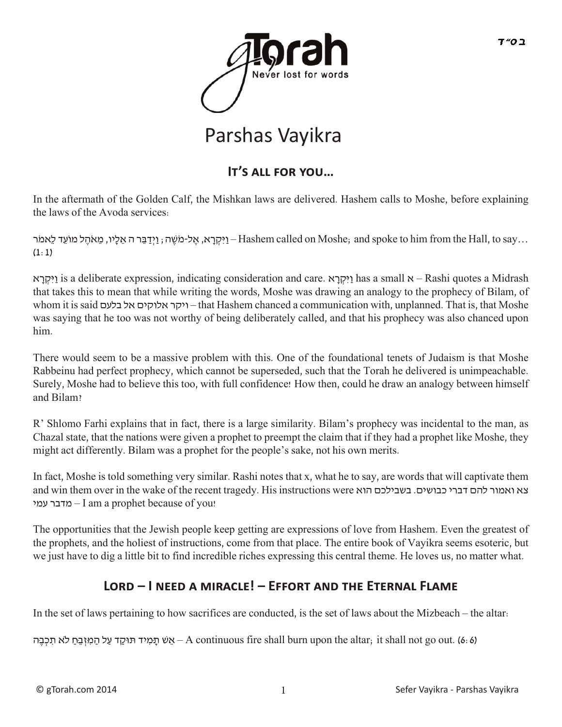# Parshas Vayikra

## It's all for you…

In the aftermath of the Golden Calf, the Mishkan laws are delivered. Hashem calls to Moshe, before explaining the laws of the Avoda services:

וַיִּקְרָא, אֶל-מֹשֶׁה; וַיְדַבֵּר ה אֵלָיו, מֵאֹהֶל מוֹעֵד לֵאמֹר – Hashem called on Moshe; and spoke to him from the Hall, to say… (1:1)

וַיִּקְרָא is a deliberate expression, indicating consideration and care. וַיִּקְרָא has a small א – Rashi quotes a Midrash that takes this to mean that while writing the words, Moshe was drawing an analogy to the prophecy of Bilam, of whom it is said ויקר אלוקים אל בלעם – that Hashem chanced a communication with, unplanned. That is, that Moshe was saying that he too was not worthy of being deliberately called, and that his prophecy was also chanced upon him.

There would seem to be a massive problem with this. One of the foundational tenets of Judaism is that Moshe Rabbeinu had perfect prophecy, which cannot be superseded, such that the Torah he delivered is unimpeachable. Surely, Moshe had to believe this too, with full confidence! How then, could he draw an analogy between himself and Bilam?

R' Shlomo Farhi explains that in fact, there is a large similarity. Bilam's prophecy was incidental to the man, as Chazal state, that the nations were given a prophet to preempt the claim that if they had a prophet like Moshe, they might act differently. Bilam was a prophet for the people's sake, not his own merits.

In fact, Moshe is told something very similar. Rashi notes that x, what he to say, are words that will captivate them and win them over in the wake of the recent tragedy. His instructions were צא ואמור להם דברי כבושים. בשבילכם הוא מדבר עמי – I am a prophet because of you!

The opportunities that the Jewish people keep getting are expressions of love from Hashem. Even the greatest of the prophets, and the holiest of instructions, come from that place. The entire book of Vayikra seems esoteric, but we just have to dig a little bit to find incredible riches expressing this central theme. He loves us, no matter what.

## Lord – I need a miracle! – Effort and the Eternal Flame

In the set of laws pertaining to how sacrifices are conducted, is the set of laws about the Mizbeach – the altar:

אֵשׁ תָּמִיד תּוּקַד עַל הַמִּזְבֵּחַ לֹא תִכְבֶּה – A continuous fire shall burn upon the altar; it shall not go out. (6:6)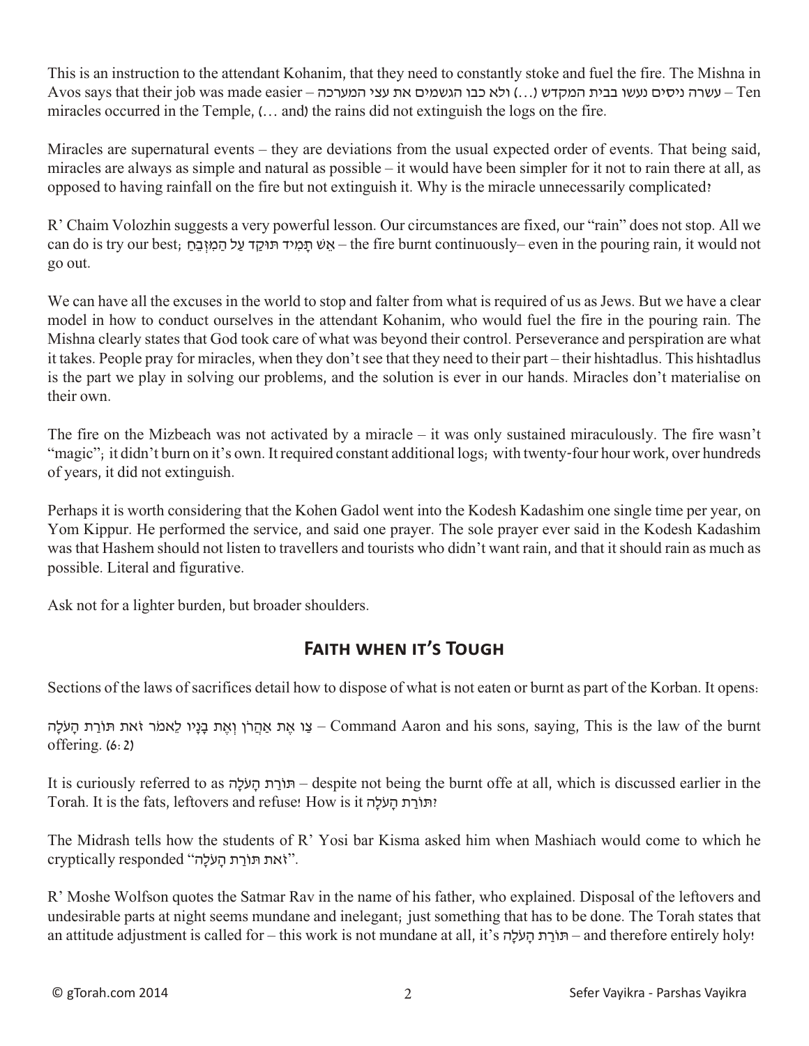This is an instruction to the attendant Kohanim, that they need to constantly stoke and fuel the fire. The Mishna in Avos says that their job was made easier – עשרה ניסים נעשו בבית המקדש (...) ולא כבו הגשמים את עצי המערכה – Ten miracles occurred in the Temple, (… and) the rains did not extinguish the logs on the fire.

Miracles are supernatural events – they are deviations from the usual expected order of events. That being said, miracles are always as simple and natural as possible – it would have been simpler for it not to rain there at all, as opposed to having rainfall on the fire but not extinguish it. Why is the miracle unnecessarily complicated?

R' Chaim Volozhin suggests a very powerful lesson. Our circumstances are fixed, our "rain" does not stop. All we can do is try our best; אֵשׁ תָּמִיד תּוּקַד עַל הַמִּזְבֵּחַ – the fire burnt continuously– even in the pouring rain, it would not go out.

We can have all the excuses in the world to stop and falter from what is required of us as Jews. But we have a clear model in how to conduct ourselves in the attendant Kohanim, who would fuel the fire in the pouring rain. The Mishna clearly states that God took care of what was beyond their control. Perseverance and perspiration are what it takes. People pray for miracles, when they don't see that they need to their part – their hishtadlus. This hishtadlus is the part we play in solving our problems, and the solution is ever in our hands. Miracles don't materialise on their own.

The fire on the Mizbeach was not activated by a miracle – it was only sustained miraculously. The fire wasn't "magic"; it didn't burn on it's own. It required constant additional logs; with twenty-four hour work, over hundreds of years, it did not extinguish.

Perhaps it is worth considering that the Kohen Gadol went into the Kodesh Kadashim one single time per year, on Yom Kippur. He performed the service, and said one prayer. The sole prayer ever said in the Kodesh Kadashim was that Hashem should not listen to travellers and tourists who didn't want rain, and that it should rain as much as possible. Literal and figurative.

Ask not for a lighter burden, but broader shoulders.

## Faith when it's Tough

Sections of the laws of sacrifices detail how to dispose of what is not eaten or burnt as part of the Korban. It opens:

צַו אֶת אַהֲרֹן וְאֶת בָּנָיו לֵאמֹר זֹאת תּוֹרַת הָעֹלָה – Command Aaron and his sons, saying, This is the law of the burnt offering. (6:2)

It is curiously referred to as תּוֹרַת הָעֹלָה – despite not being the burnt offe at all, which is discussed earlier in the Torah. It is the fats, leftovers and refuse! How is it תּוֹרַת הָעֹלָה?

The Midrash tells how the students of R' Yosi bar Kisma asked him when Mashiach would come to which he cryptically responded "זֹאת תּוֹרַת הָעֹלָה".

R' Moshe Wolfson quotes the Satmar Rav in the name of his father, who explained. Disposal of the leftovers and undesirable parts at night seems mundane and inelegant; just something that has to be done. The Torah states that an attitude adjustment is called for – this work is not mundane at all, it's תּוֹרַת הָעֹלָה – and therefore entirely holy!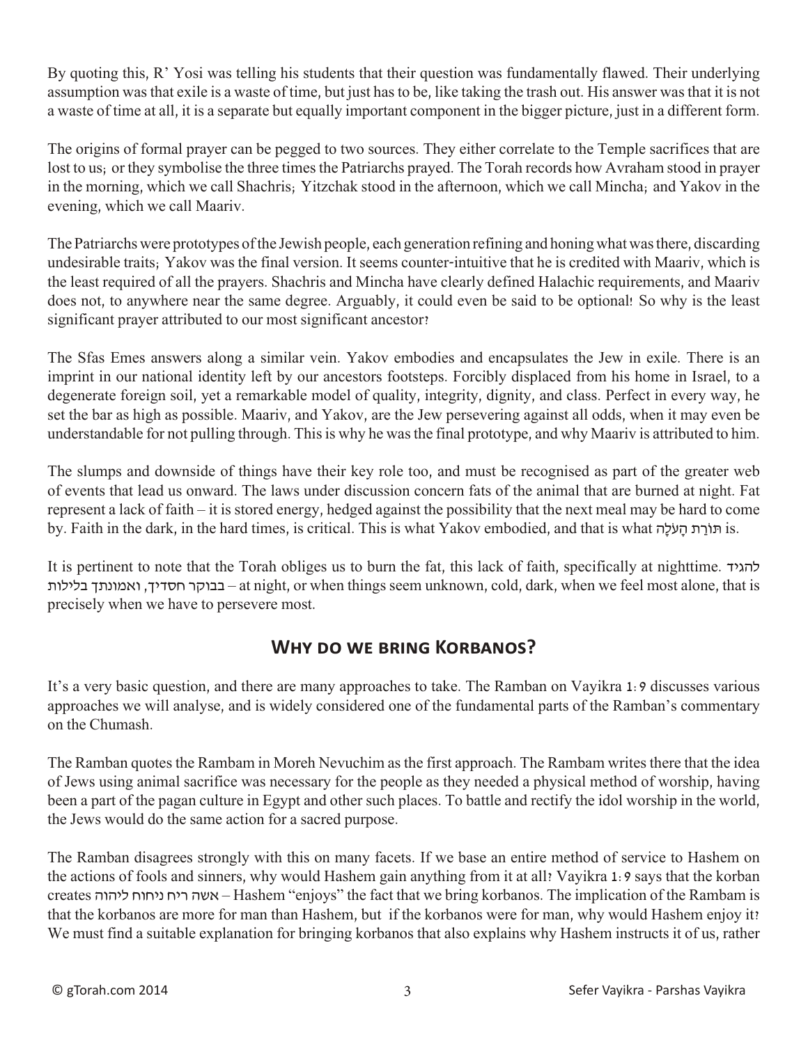By quoting this, R' Yosi was telling his students that their question was fundamentally flawed. Their underlying assumption was that exile is a waste of time, but just has to be, like taking the trash out. His answer was that it is not a waste of time at all, it is a separate but equally important component in the bigger picture, just in a different form.

The origins of formal prayer can be pegged to two sources. They either correlate to the Temple sacrifices that are lost to us; or they symbolise the three times the Patriarchs prayed. The Torah records how Avraham stood in prayer in the morning, which we call Shachris; Yitzchak stood in the afternoon, which we call Mincha; and Yakov in the evening, which we call Maariv.

The Patriarchs were prototypes of the Jewish people, each generation refining and honing what was there, discarding undesirable traits; Yakov was the final version. It seems counter-intuitive that he is credited with Maariv, which is the least required of all the prayers. Shachris and Mincha have clearly defined Halachic requirements, and Maariv does not, to anywhere near the same degree. Arguably, it could even be said to be optional! So why is the least significant prayer attributed to our most significant ancestor?

The Sfas Emes answers along a similar vein. Yakov embodies and encapsulates the Jew in exile. There is an imprint in our national identity left by our ancestors footsteps. Forcibly displaced from his home in Israel, to a degenerate foreign soil, yet a remarkable model of quality, integrity, dignity, and class. Perfect in every way, he set the bar as high as possible. Maariv, and Yakov, are the Jew persevering against all odds, when it may even be understandable for not pulling through. This is why he was the final prototype, and why Maariv is attributed to him.

The slumps and downside of things have their key role too, and must be recognised as part of the greater web of events that lead us onward. The laws under discussion concern fats of the animal that are burned at night. Fat represent a lack of faith – it is stored energy, hedged against the possibility that the next meal may be hard to come by. Faith in the dark, in the hard times, is critical. This is what Yakov embodied, and that is what תּוֹרַת הָעֹלָה is.

It is pertinent to note that the Torah obliges us to burn the fat, this lack of faith, specifically at nighttime. להגיד בבוקר חסדיך, ואמונתך בלילות – at night, or when things seem unknown, cold, dark, when we feel most alone, that is precisely when we have to persevere most.

## Why do we bring Korbanos?

It's a very basic question, and there are many approaches to take. The Ramban on Vayikra 1:9 discusses various approaches we will analyse, and is widely considered one of the fundamental parts of the Ramban's commentary on the Chumash.

The Ramban quotes the Rambam in Moreh Nevuchim as the first approach. The Rambam writes there that the idea of Jews using animal sacrifice was necessary for the people as they needed a physical method of worship, having been a part of the pagan culture in Egypt and other such places. To battle and rectify the idol worship in the world, the Jews would do the same action for a sacred purpose.

The Ramban disagrees strongly with this on many facets. If we base an entire method of service to Hashem on the actions of fools and sinners, why would Hashem gain anything from it at all? Vayikra 1:9 says that the korban creates אשה ריח ניחוח ליהוה – Hashem "enjoys" the fact that we bring korbanos. The implication of the Rambam is that the korbanos are more for man than Hashem, but if the korbanos were for man, why would Hashem enjoy it? We must find a suitable explanation for bringing korbanos that also explains why Hashem instructs it of us, rather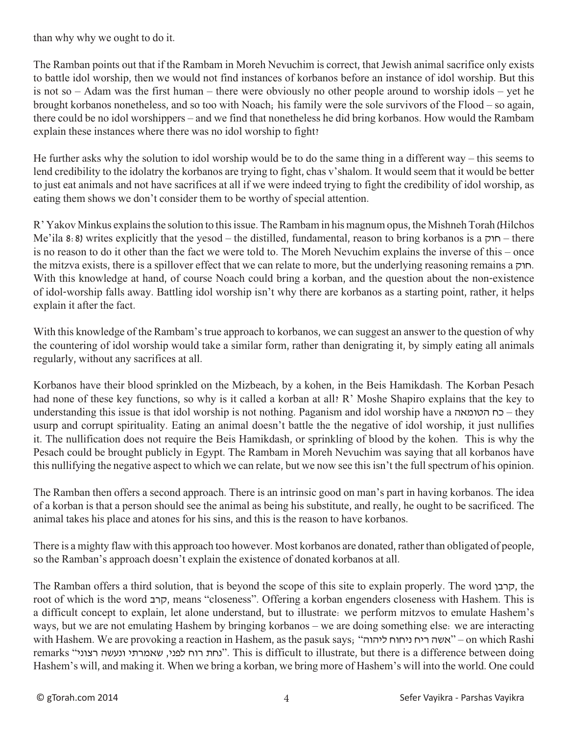than why why we ought to do it.

The Ramban points out that if the Rambam in Moreh Nevuchim is correct, that Jewish animal sacrifice only exists to battle idol worship, then we would not find instances of korbanos before an instance of idol worship. But this is not so – Adam was the first human – there were obviously no other people around to worship idols – yet he brought korbanos nonetheless, and so too with Noach; his family were the sole survivors of the Flood – so again, there could be no idol worshippers – and we find that nonetheless he did bring korbanos. How would the Rambam explain these instances where there was no idol worship to fight?

He further asks why the solution to idol worship would be to do the same thing in a different way – this seems to lend credibility to the idolatry the korbanos are trying to fight, chas v'shalom. It would seem that it would be better to just eat animals and not have sacrifices at all if we were indeed trying to fight the credibility of idol worship, as eating them shows we don't consider them to be worthy of special attention.

R' Yakov Minkus explains the solution to this issue. The Rambam in his magnum opus, the Mishneh Torah (Hilchos Me'ila 8:8) writes explicitly that the yesod – the distilled, fundamental, reason to bring korbanos is a חוק – there is no reason to do it other than the fact we were told to. The Moreh Nevuchim explains the inverse of this – once the mitzva exists, there is a spillover effect that we can relate to more, but the underlying reasoning remains a חוק. With this knowledge at hand, of course Noach could bring a korban, and the question about the non-existence of idol-worship falls away. Battling idol worship isn't why there are korbanos as a starting point, rather, it helps explain it after the fact.

With this knowledge of the Rambam's true approach to korbanos, we can suggest an answer to the question of why the countering of idol worship would take a similar form, rather than denigrating it, by simply eating all animals regularly, without any sacrifices at all.

Korbanos have their blood sprinkled on the Mizbeach, by a kohen, in the Beis Hamikdash. The Korban Pesach had none of these key functions, so why is it called a korban at all? R' Moshe Shapiro explains that the key to understanding this issue is that idol worship is not nothing. Paganism and idol worship have a כח הטומאה – they usurp and corrupt spirituality. Eating an animal doesn't battle the the negative of idol worship, it just nullifies it. The nullification does not require the Beis Hamikdash, or sprinkling of blood by the kohen. This is why the Pesach could be brought publicly in Egypt. The Rambam in Moreh Nevuchim was saying that all korbanos have this nullifying the negative aspect to which we can relate, but we now see this isn't the full spectrum of his opinion.

The Ramban then offers a second approach. There is an intrinsic good on man's part in having korbanos. The idea of a korban is that a person should see the animal as being his substitute, and really, he ought to be sacrificed. The animal takes his place and atones for his sins, and this is the reason to have korbanos.

There is a mighty flaw with this approach too however. Most korbanos are donated, rather than obligated of people, so the Ramban's approach doesn't explain the existence of donated korbanos at all.

The Ramban offers a third solution, that is beyond the scope of this site to explain properly. The word קרבן, the root of which is the word קרב, means "closeness". Offering a korban engenders closeness with Hashem. This is a difficult concept to explain, let alone understand, but to illustrate: we perform mitzvos to emulate Hashem's ways, but we are not emulating Hashem by bringing korbanos – we are doing something else: we are interacting with Hashem. We are provoking a reaction in Hashem, as the pasuk says; "אשה ריח ניחוח ליהוה" – on which Rashi remarks "נחת רוח לפני, שאמרתי ונעשה רצוני". This is difficult to illustrate, but there is a difference between doing Hashem's will, and making it. When we bring a korban, we bring more of Hashem's will into the world. One could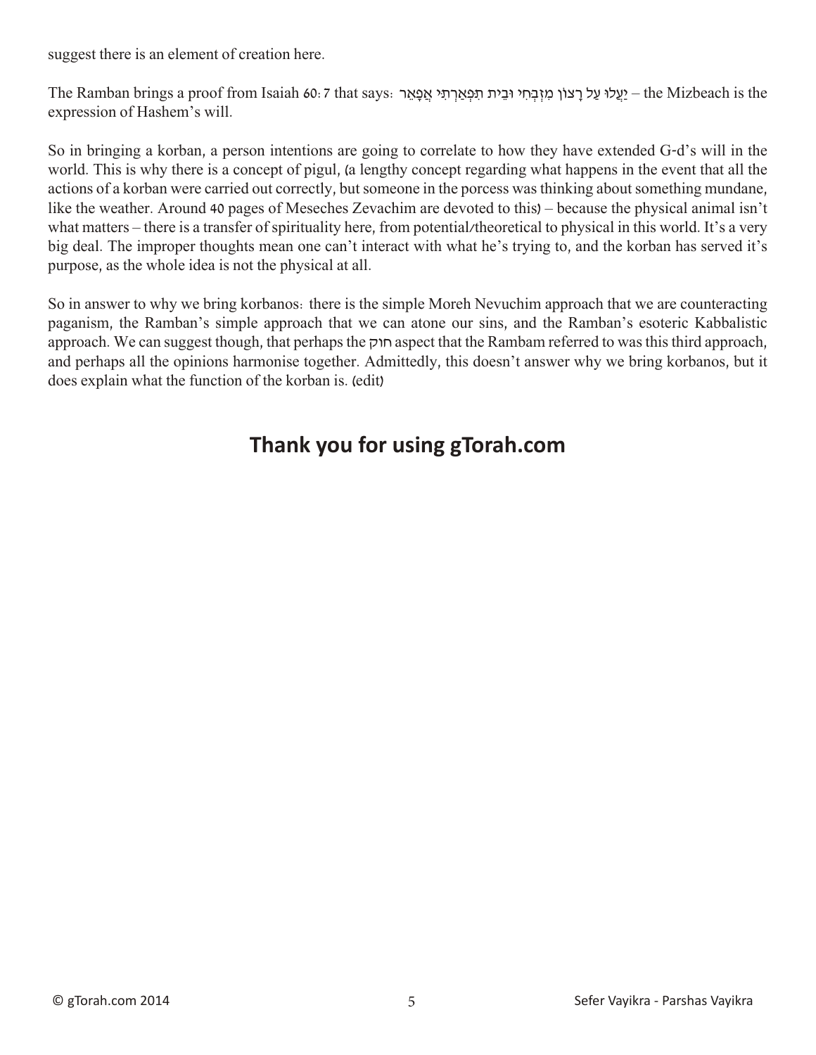suggest there is an element of creation here.

The Ramban brings a proof from Isaiah 60:7 that says: יַעֲלוּ עַל רָצוֹן מִזְבְּחִי וּבֵית תִּפְאַרְתִּי אֲפָאֵר – the Mizbeach is the expression of Hashem's will.

So in bringing a korban, a person intentions are going to correlate to how they have extended G-d's will in the world. This is why there is a concept of pigul, (a lengthy concept regarding what happens in the event that all the actions of a korban were carried out correctly, but someone in the porcess was thinking about something mundane, like the weather. Around 40 pages of Meseches Zevachim are devoted to this) – because the physical animal isn't what matters – there is a transfer of spirituality here, from potential/theoretical to physical in this world. It's a very big deal. The improper thoughts mean one can't interact with what he's trying to, and the korban has served it's purpose, as the whole idea is not the physical at all.

So in answer to why we bring korbanos: there is the simple Moreh Nevuchim approach that we are counteracting paganism, the Ramban's simple approach that we can atone our sins, and the Ramban's esoteric Kabbalistic approach. We can suggest though, that perhaps the חוק aspect that the Rambam referred to was this third approach, and perhaps all the opinions harmonise together. Admittedly, this doesn't answer why we bring korbanos, but it does explain what the function of the korban is. (edit)

## Thank you for using gTorah.com